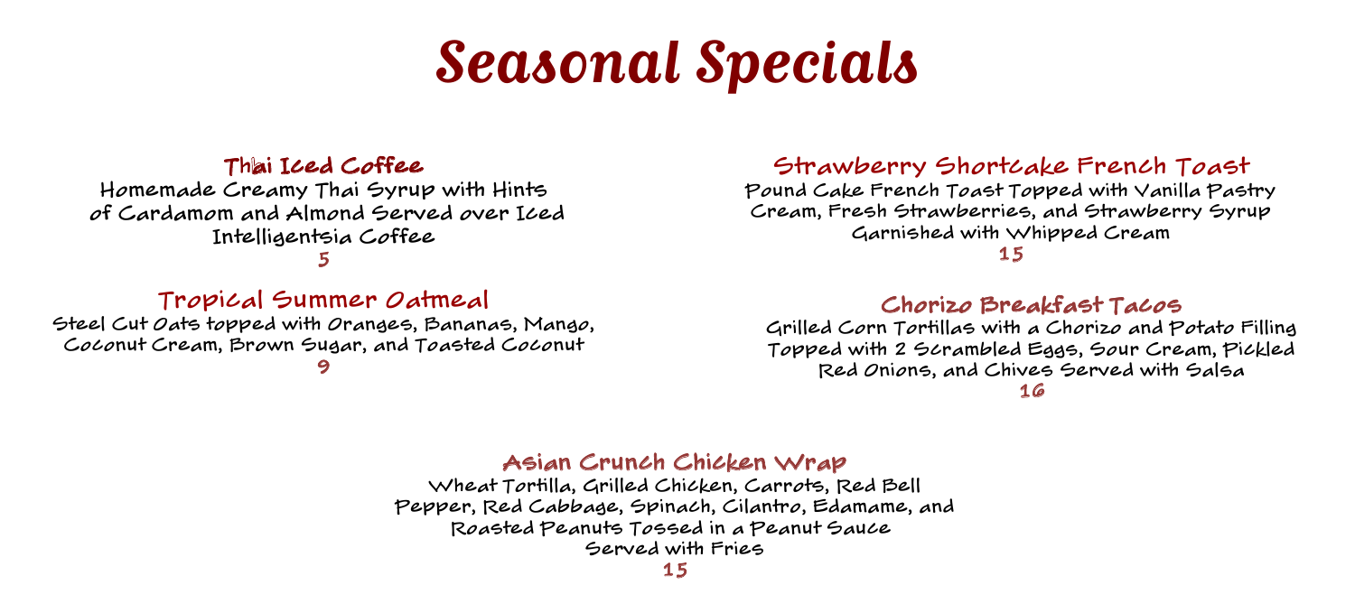# Seasonal Specials

## Thai Iced Coffee

Homemade Creamy Thai Syrup with Hints of Cardamom and Almond Served over Iced Intelligentsia Coffee

5

## Tropical Summer Oatmeal

Steel Cut Oats topped with Oranges, Bananas, Mango, Coconut Cream, Brown Sugar, and Toasted Coconut

9

## Strawberry Shortcake French Toast

Pound Cake French Toast Topped with Vanilla Pastry Cream, Fresh Strawberries, and Strawberry Syrup Garnished with Whipped Cream

15

## Chorizo Breakfast Tacos

Grilled Corn Tortillas with a Chorizo and Potato Filling Topped with 2 Scrambled Eggs, Sour Cream, Pickled Red Onions, and Chives Served with Salsa

16

## Asian Crunch Chicken Wrap

Wheat Tortilla, Grilled Chicken, Carrots, Red Bell Pepper, Red Cabbage, Spinach, Cilantro, Edamame, and Roasted Peanuts Tossed in a Peanut Sauce Served with Fries

15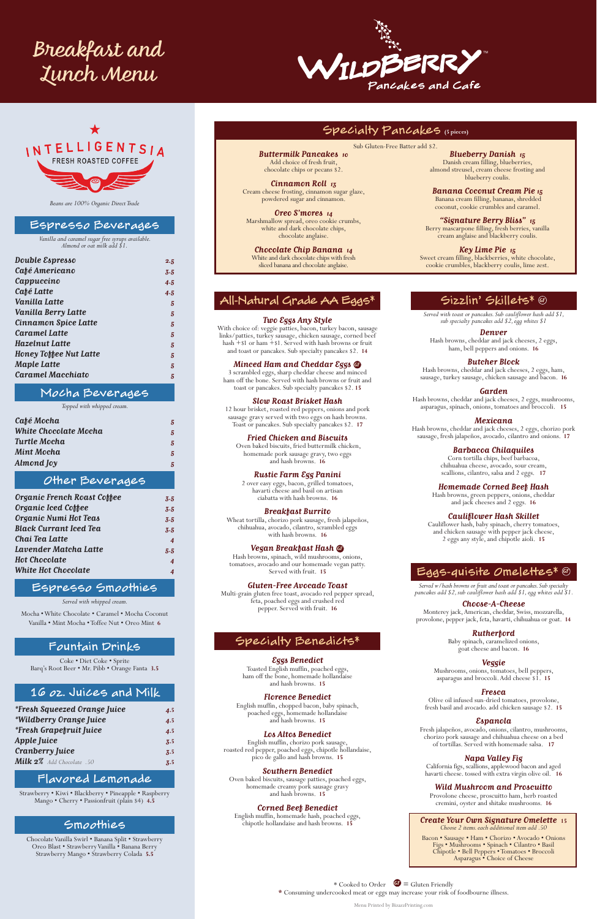# Breakfast and Lunch Menu

# WILDBERRY™ Pancakes and Cafe

## INTELLIGENTSIA FRESH ROASTED COFFEE

*Beans are 100% Organic Direct Trade*

## Espresso Beverages

*Vanilla and caramel sugar free syrups available. Almond or oat milk add $1.*

| | |
|---|---|
| Double Espresso | 2.5 |
| Café Americano | 3.5 |
| Cappuccino | 4.5 |
| Café Latte | 4.5 |
| Vanilla Latte | 5 |
| Vanilla Berry Latte | 5 |
| Cinnamon Spice Latte | 5 |
| Caramel Latte | 5 |
| Hazelnut Latte | 5 |
| Honey Toffee Nut Latte | 5 |
| Maple Latte | 5 |
| Caramel Macchiato | 5 |

## Mocha Beverages

*Topped with whipped cream.*

| | |
|---|---|
| Café Mocha | 5 |
| White Chocolate Mocha | 5 |
| Turtle Mocha | 5 |
| Mint Mocha | 5 |
| Almond Joy | 5 |

## Other Beverages

| | |
|---|---|
| Organic French Roast Coffee | 3.5 |
| Organic Iced Coffee | 3.5 |
| Organic Numi Hot Teas | 3.5 |
| Black Currant Iced Tea | 3.5 |
| Chai Tea Latte | 4 |
| Lavender Matcha Latte | 5.5 |
| Hot Chocolate | 4 |
| White Hot Chocolate | 4 |

## Espresso Smoothies

*Served with whipped cream.*

Mocha • White Chocolate • Caramel • Mocha Coconut Vanilla • Mint Mocha • Toffee Nut • Oreo Mint **6**

## Fountain Drinks

Coke • Diet Coke • Sprite
Barq's Root Beer • Mr. Pibb • Orange Fanta **3.5**

## 16 oz. Juices and Milk

| | |
|---|---|
| *Fresh Squeezed Orange Juice | 4.5 |
| *Wildberry Orange Juice | 4.5 |
| *Fresh Grapefruit Juice | 4.5 |
| Apple Juice | 3.5 |
| Cranberry Juice | 3.5 |
| Milk 2% *Add Chocolate .50* | 3.5 |

## Flavored Lemonade

Strawberry • Kiwi • Blackberry • Pineapple • Raspberry
Mango • Cherry • Passionfruit (plain $4) **4.5**

## Smoothies

Chocolate Vanilla Swirl • Banana Split • Strawberry
Oreo Blast • Strawberry Vanilla • Banana Berry
Strawberry Mango • Strawberry Colada **5.5**

## Specialty Pancakes (5 pieces)

Sub Gluten-Free Batter add $2.

***Buttermilk Pancakes*** **10**
Add choice of fresh fruit, chocolate chips or pecans $2.

***Cinnamon Roll*** **13**
Cream cheese frosting, cinnamon sugar glaze, powdered sugar and cinnamon.

***Oreo S'mores*** **14**
Marshmallow spread, oreo cookie crumbs, white and dark chocolate chips, chocolate anglaise.

***Chocolate Chip Banana*** **14**
White and dark chocolate chips with fresh sliced banana and chocolate anglaise.

***Blueberry Danish*** **15**
Danish cream filling, blueberries, almond streusel, cream cheese frosting and blueberry coulis.

***Banana Coconut Cream Pie*** **15**
Banana cream filling, bananas, shredded coconut, cookie crumbles and caramel.

***"Signature Berry Bliss"*** **15**
Berry mascarpone filling, fresh berries, vanilla cream anglaise and blackberry coulis.

***Key Lime Pie*** **15**
Sweet cream filling, blackberries, white chocolate, cookie crumbles, blackberry coulis, lime zest.

## All-Natural Grade AA Eggs*

***Two Eggs Any Style***
With choice of: veggie patties, bacon, turkey bacon, sausage links/patties, turkey sausage, chicken sausage, corned beef hash +$1 or ham +$1. Served with hash browns or fruit and toast or pancakes. Sub specialty pancakes $2. **14**

***Minced Ham and Cheddar Eggs*** (GF)
3 scrambled eggs, sharp cheddar cheese and minced ham off the bone. Served with hash browns or fruit and toast or pancakes. Sub specialty pancakes $2. **15**

***Slow Roast Brisket Hash***
12 hour brisket, roasted red peppers, onions and pork sausage gravy served with two eggs on hash browns. Toast or pancakes. Sub specialty pancakes $2. **17**

***Fried Chicken and Biscuits***
Oven baked biscuits, fried buttermilk chicken, homemade pork sausage gravy, two eggs and hash browns. **16**

***Rustic Farm Egg Panini***
2 over easy eggs, bacon, grilled tomatoes, havarti cheese and basil on artisan ciabatta with hash browns. **16**

***Breakfast Burrito***
Wheat tortilla, chorizo pork sausage, fresh jalapeños, chihuahua, avocado, cilantro, scrambled eggs with hash browns. **16**

***Vegan Breakfast Hash*** (GF)
Hash browns, spinach, wild mushrooms, onions, tomatoes, avocado and our homemade vegan patty. Served with fruit. **15**

***Gluten-Free Avocado Toast***
Multi-grain gluten free toast, avocado red pepper spread, feta, poached eggs and crushed red pepper. Served with fruit. **16**

## Specialty Benedicts*

***Eggs Benedict***
Toasted English muffin, poached eggs, ham off the bone, homemade hollandaise and hash browns. **15**

***Florence Benedict***
English muffin, chopped bacon, baby spinach, poached eggs, homemade hollandaise and hash browns. **15**

***Los Altos Benedict***
English muffin, chorizo pork sausage, roasted red pepper, poached eggs, chipotle hollandaise, pico de gallo and hash browns. **15**

***Southern Benedict***
Oven baked biscuits, sausage patties, poached eggs, homemade creamy pork sausage gravy and hash browns. **15**

***Corned Beef Benedict***
English muffin, homemade hash, poached eggs, chipotle hollandaise and hash browns. **15**

## Sizzlin' Skillets* (GF)

*Served with toast or pancakes. Sub cauliflower hash add $1, sub specialty pancakes add $2, egg whites $1*

***Denver***
Hash browns, cheddar and jack cheeses, 2 eggs, ham, bell peppers and onions. **16**

***Butcher Block***
Hash browns, cheddar and jack cheeses, 2 eggs, ham, sausage, turkey sausage, chicken sausage and bacon. **16**

***Garden***
Hash browns, cheddar and jack cheeses, 2 eggs, mushrooms, asparagus, spinach, onions, tomatoes and broccoli. **15**

***Mexicana***
Hash browns, cheddar and jack cheeses, 2 eggs, chorizo pork sausage, fresh jalapeños, avocado, cilantro and onions. **17**

***Barbacoa Chilaquiles***
Corn tortilla chips, beef barbacoa, chihuahua cheese, avocado, sour cream, scallions, cilantro, salsa and 2 eggs. **17**

***Homemade Corned Beef Hash***
Hash browns, green peppers, onions, cheddar and jack cheeses and 2 eggs. **16**

***Cauliflower Hash Skillet***
Cauliflower hash, baby spinach, cherry tomatoes, and chicken sausage with pepper jack cheese, 2 eggs any style, and chipotle aioli. **15**

## Eggs-quisite Omelettes* (GF)

*Served w/ hash browns or fruit and toast or pancakes. Sub specialty pancakes add $2, sub cauliflower hash add $1, egg whites add $1.*

***Choose-A-Cheese***
Monterey jack, American, cheddar, Swiss, mozzarella, provolone, pepper jack, feta, havarti, chihuahua or goat. **14**

***Rutherford***
Baby spinach, caramelized onions, goat cheese and bacon. **16**

***Veggie***
Mushrooms, onions, tomatoes, bell peppers, asparagus and broccoli. Add cheese $1. **15**

***Fresca***
Olive oil infused sun-dried tomatoes, provolone, fresh basil and avocado. add chicken sausage $2. **15**

***Espanola***
Fresh jalapeños, avocado, onions, cilantro, mushrooms, chorizo pork sausage and chihuahua cheese on a bed of tortillas. Served with homemade salsa. **17**

***Napa Valley Fig***
California figs, scallions, applewood bacon and aged havarti cheese. tossed with extra virgin olive oil. **16**

***Wild Mushroom and Proscuitto***
Provolone cheese, proscuitto ham, herb roasted cremini, oyster and shitake mushrooms. **16**

***Create Your Own Signature Omelette*** **15**
*Choose 2 items. each additional item add .50*

Bacon • Sausage • Ham • Chorizo • Avocado • Onions
Figs • Mushrooms • Spinach • Cilantro • Basil
Chipotle • Bell Peppers • Tomatoes • Broccoli
Asparagus • Choice of Cheese

\* Cooked to Order (GF) = Gluten Friendly
\* Consuming undercooked meat or eggs may increase your risk of foodbourne illness.

Menu Printed by BizazzPrinting.com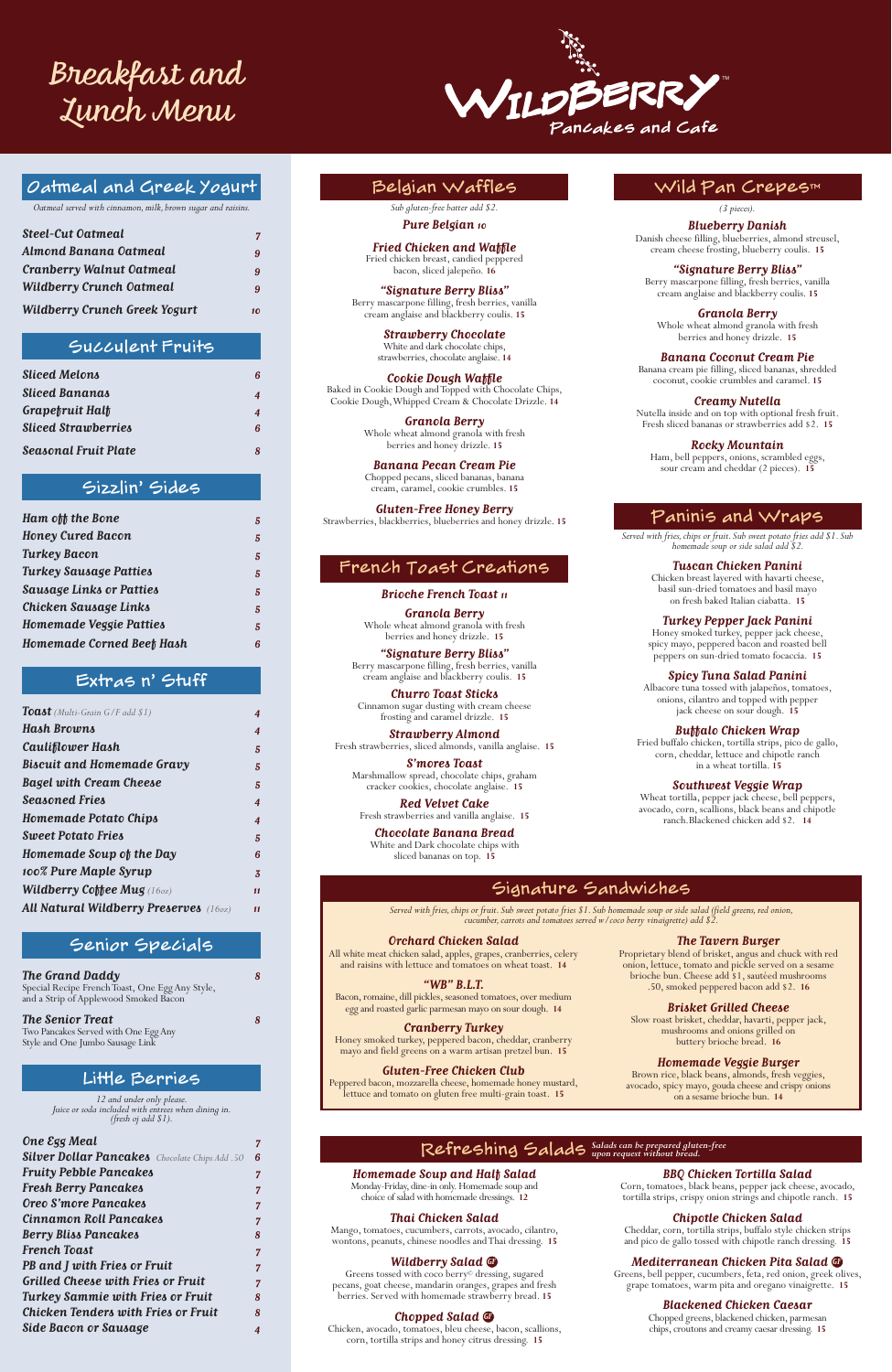# Breakfast and Lunch Menu

# WILDBERRY™ Pancakes and Cafe

## Oatmeal and Greek Yogurt

*Oatmeal served with cinnamon, milk, brown sugar and raisins.*

| | |
|---|---|
| **Steel-Cut Oatmeal** | 7 |
| **Almond Banana Oatmeal** | 9 |
| **Cranberry Walnut Oatmeal** | 9 |
| **Wildberry Crunch Oatmeal** | 9 |
| **Wildberry Crunch Greek Yogurt** | 10 |

## Succulent Fruits

| | |
|---|---|
| **Sliced Melons** | 6 |
| **Sliced Bananas** | 4 |
| **Grapefruit Half** | 4 |
| **Sliced Strawberries** | 6 |
| **Seasonal Fruit Plate** | 8 |

## Sizzlin' Sides

| | |
|---|---|
| **Ham off the Bone** | 5 |
| **Honey Cured Bacon** | 5 |
| **Turkey Bacon** | 5 |
| **Turkey Sausage Patties** | 5 |
| **Sausage Links or Patties** | 5 |
| **Chicken Sausage Links** | 5 |
| **Homemade Veggie Patties** | 5 |
| **Homemade Corned Beef Hash** | 6 |

## Extras n' Stuff

| | |
|---|---|
| **Toast** *(Multi-Grain G/F add $1)* | 4 |
| **Hash Browns** | 4 |
| **Cauliflower Hash** | 5 |
| **Biscuit and Homemade Gravy** | 5 |
| **Bagel with Cream Cheese** | 5 |
| **Seasoned Fries** | 4 |
| **Homemade Potato Chips** | 4 |
| **Sweet Potato Fries** | 5 |
| **Homemade Soup of the Day** | 6 |
| **100% Pure Maple Syrup** | 3 |
| **Wildberry Coffee Mug** *(16oz)* | 11 |
| **All Natural Wildberry Preserves** *(16oz)* | 11 |

## Senior Specials

**The Grand Daddy** 8
Special Recipe French Toast, One Egg Any Style, and a Strip of Applewood Smoked Bacon

**The Senior Treat** 8
Two Pancakes Served with One Egg Any Style and One Jumbo Sausage Link

## Little Berries

*12 and under only please.*
*Juice or soda included with entrees when dining in. (fresh oj add $1).*

| | |
|---|---|
| **One Egg Meal** | 7 |
| **Silver Dollar Pancakes** *Chocolate Chips Add .50* | 6 |
| **Fruity Pebble Pancakes** | 7 |
| **Fresh Berry Pancakes** | 7 |
| **Oreo S'more Pancakes** | 7 |
| **Cinnamon Roll Pancakes** | 7 |
| **Berry Bliss Pancakes** | 8 |
| **French Toast** | 7 |
| **PB and J with Fries or Fruit** | 7 |
| **Grilled Cheese with Fries or Fruit** | 7 |
| **Turkey Sammie with Fries or Fruit** | 8 |
| **Chicken Tenders with Fries or Fruit** | 8 |
| **Side Bacon or Sausage** | 4 |

## Belgian Waffles

*Sub gluten-free batter add $2.*

**Pure Belgian** 10

**Fried Chicken and Waffle**
Fried chicken breast, candied peppered bacon, sliced jalepeño. 16

**"Signature Berry Bliss"**
Berry mascarpone filling, fresh berries, vanilla cream anglaise and blackberry coulis. 15

**Strawberry Chocolate**
White and dark chocolate chips, strawberries, chocolate anglaise. 14

**Cookie Dough Waffle**
Baked in Cookie Dough and Topped with Chocolate Chips, Cookie Dough, Whipped Cream & Chocolate Drizzle. 14

**Granola Berry**
Whole wheat almond granola with fresh berries and honey drizzle. 15

**Banana Pecan Cream Pie**
Chopped pecans, sliced bananas, banana cream, caramel, cookie crumbles. 15

**Gluten-Free Honey Berry**
Strawberries, blackberries, blueberries and honey drizzle. 15

## French Toast Creations

**Brioche French Toast** 11

**Granola Berry**
Whole wheat almond granola with fresh berries and honey drizzle. 15

**"Signature Berry Bliss"**
Berry mascarpone filling, fresh berries, vanilla cream anglaise and blackberry coulis. 15

**Churro Toast Sticks**
Cinnamon sugar dusting with cream cheese frosting and caramel drizzle. 15

**Strawberry Almond**
Fresh strawberries, sliced almonds, vanilla anglaise. 15

**S'mores Toast**
Marshmallow spread, chocolate chips, graham cracker cookies, chocolate anglaise. 15

**Red Velvet Cake**
Fresh strawberries and vanilla anglaise. 15

**Chocolate Banana Bread**
White and Dark chocolate chips with sliced bananas on top. 15

## Wild Pan Crepes™

*(3 pieces).*

**Blueberry Danish**
Danish cheese filling, blueberries, almond streusel, cream cheese frosting, blueberry coulis. 15

**"Signature Berry Bliss"**
Berry mascarpone filling, fresh berries, vanilla cream anglaise and blackberry coulis. 15

**Granola Berry**
Whole wheat almond granola with fresh berries and honey drizzle. 15

**Banana Coconut Cream Pie**
Banana cream pie filling, sliced bananas, shredded coconut, cookie crumbles and caramel. 15

**Creamy Nutella**
Nutella inside and on top with optional fresh fruit. Fresh sliced bananas or strawberries add $2. 15

**Rocky Mountain**
Ham, bell peppers, onions, scrambled eggs, sour cream and cheddar (2 pieces). 15

## Paninis and Wraps

*Served with fries, chips or fruit. Sub sweet potato fries add $1. Sub homemade soup or side salad add $2.*

**Tuscan Chicken Panini**
Chicken breast layered with havarti cheese, basil sun-dried tomatoes and basil mayo on fresh baked Italian ciabatta. 15

**Turkey Pepper Jack Panini**
Honey smoked turkey, pepper jack cheese, spicy mayo, peppered bacon and roasted bell peppers on sun-dried tomato focaccia. 15

**Spicy Tuna Salad Panini**
Albacore tuna tossed with jalapeños, tomatoes, onions, cilantro and topped with pepper jack cheese on sour dough. 15

**Buffalo Chicken Wrap**
Fried buffalo chicken, tortilla strips, pico de gallo, corn, cheddar, lettuce and chipotle ranch in a wheat tortilla. 15

**Southwest Veggie Wrap**
Wheat tortilla, pepper jack cheese, bell peppers, avocado, corn, scallions, black beans and chipotle ranch. Blackened chicken add $2. 14

## Signature Sandwiches

*Served with fries, chips or fruit. Sub sweet potato fries $1. Sub homemade soup or side salad (field greens, red onion, cucumber, carrots and tomatoes served w/coco berry vinaigrette) add $2.*

**Orchard Chicken Salad**
All white meat chicken salad, apples, grapes, cranberries, celery and raisins with lettuce and tomatoes on wheat toast. 14

**"WB" B.L.T.**
Bacon, romaine, dill pickles, seasoned tomatoes, over medium egg and roasted garlic parmesan mayo on sour dough. 14

**Cranberry Turkey**
Honey smoked turkey, peppered bacon, cheddar, cranberry mayo and field greens on a warm artisan pretzel bun. 15

**Gluten-Free Chicken Club**
Peppered bacon, mozzarella cheese, homemade honey mustard, lettuce and tomato on gluten free multi-grain toast. 15

**The Tavern Burger**
Proprietary blend of brisket, angus and chuck with red onion, lettuce, tomato and pickle served on a sesame brioche bun. Cheese add $1, sautéed mushrooms .50, smoked peppered bacon add $2. 16

**Brisket Grilled Cheese**
Slow roast brisket, cheddar, havarti, pepper jack, mushrooms and onions grilled on buttery brioche bread. 16

**Homemade Veggie Burger**
Brown rice, black beans, almonds, fresh veggies, avocado, spicy mayo, gouda cheese and crispy onions on a sesame brioche bun. 14

## Refreshing Salads

*Salads can be prepared gluten-free upon request without bread.*

**Homemade Soup and Half Salad**
Monday-Friday, dine-in only. Homemade soup and choice of salad with homemade dressings. 12

**Thai Chicken Salad**
Mango, tomatoes, cucumbers, carrots, avocado, cilantro, wontons, peanuts, chinese noodles and Thai dressing. 15

**Wildberry Salad** GF
Greens tossed with coco berry© dressing, sugared pecans, goat cheese, mandarin oranges, grapes and fresh berries. Served with homemade strawberry bread. 15

**Chopped Salad** GF
Chicken, avocado, tomatoes, bleu cheese, bacon, scallions, corn, tortilla strips and honey citrus dressing. 15

**BBQ Chicken Tortilla Salad**
Corn, tomatoes, black beans, pepper jack cheese, avocado, tortilla strips, crispy onion strings and chipotle ranch. 15

**Chipotle Chicken Salad**
Cheddar, corn, tortilla strips, buffalo style chicken strips and pico de gallo tossed with chipotle ranch dressing. 15

**Mediterranean Chicken Pita Salad** GF
Greens, bell pepper, cucumbers, feta, red onion, greek olives, grape tomatoes, warm pita and oregano vinaigrette. 15

**Blackened Chicken Caesar**
Chopped greens, blackened chicken, parmesan chips, croutons and creamy caesar dressing. 15